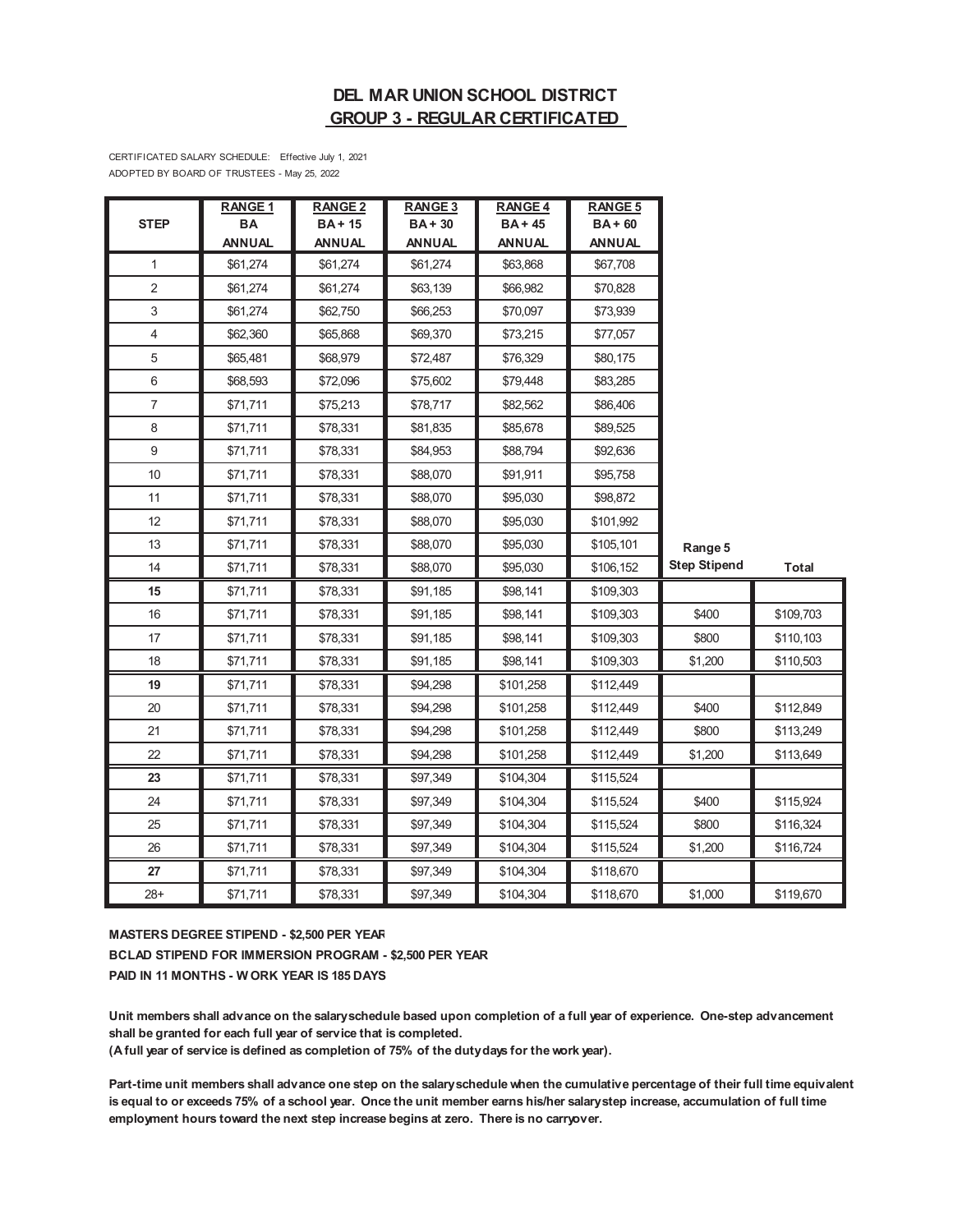# DEL MAR UNION SCHOOL DISTRICT
## GROUP 3 - REGULAR CERTIFICATED

CERTIFICATED SALARY SCHEDULE: Effective July 1, 2021
ADOPTED BY BOARD OF TRUSTEES - May 25, 2022

| STEP | RANGE 1 BA ANNUAL | RANGE 2 BA + 15 ANNUAL | RANGE 3 BA + 30 ANNUAL | RANGE 4 BA + 45 ANNUAL | RANGE 5 BA + 60 ANNUAL | Range 5 Step Stipend | Total |
|---|---|---|---|---|---|---|---|
| 1 | $61,274 | $61,274 | $61,274 | $63,868 | $67,708 | | |
| 2 | $61,274 | $61,274 | $63,139 | $66,982 | $70,828 | | |
| 3 | $61,274 | $62,750 | $66,253 | $70,097 | $73,939 | | |
| 4 | $62,360 | $65,868 | $69,370 | $73,215 | $77,057 | | |
| 5 | $65,481 | $68,979 | $72,487 | $76,329 | $80,175 | | |
| 6 | $68,593 | $72,096 | $75,602 | $79,448 | $83,285 | | |
| 7 | $71,711 | $75,213 | $78,717 | $82,562 | $86,406 | | |
| 8 | $71,711 | $78,331 | $81,835 | $85,678 | $89,525 | | |
| 9 | $71,711 | $78,331 | $84,953 | $88,794 | $92,636 | | |
| 10 | $71,711 | $78,331 | $88,070 | $91,911 | $95,758 | | |
| 11 | $71,711 | $78,331 | $88,070 | $95,030 | $98,872 | | |
| 12 | $71,711 | $78,331 | $88,070 | $95,030 | $101,992 | | |
| 13 | $71,711 | $78,331 | $88,070 | $95,030 | $105,101 | | |
| 14 | $71,711 | $78,331 | $88,070 | $95,030 | $106,152 | | |
| **15** | $71,711 | $78,331 | $91,185 | $98,141 | $109,303 | | |
| 16 | $71,711 | $78,331 | $91,185 | $98,141 | $109,303 | $400 | $109,703 |
| 17 | $71,711 | $78,331 | $91,185 | $98,141 | $109,303 | $800 | $110,103 |
| 18 | $71,711 | $78,331 | $91,185 | $98,141 | $109,303 | $1,200 | $110,503 |
| **19** | $71,711 | $78,331 | $94,298 | $101,258 | $112,449 | | |
| 20 | $71,711 | $78,331 | $94,298 | $101,258 | $112,449 | $400 | $112,849 |
| 21 | $71,711 | $78,331 | $94,298 | $101,258 | $112,449 | $800 | $113,249 |
| 22 | $71,711 | $78,331 | $94,298 | $101,258 | $112,449 | $1,200 | $113,649 |
| **23** | $71,711 | $78,331 | $97,349 | $104,304 | $115,524 | | |
| 24 | $71,711 | $78,331 | $97,349 | $104,304 | $115,524 | $400 | $115,924 |
| 25 | $71,711 | $78,331 | $97,349 | $104,304 | $115,524 | $800 | $116,324 |
| 26 | $71,711 | $78,331 | $97,349 | $104,304 | $115,524 | $1,200 | $116,724 |
| **27** | $71,711 | $78,331 | $97,349 | $104,304 | $118,670 | | |
| 28+ | $71,711 | $78,331 | $97,349 | $104,304 | $118,670 | $1,000 | $119,670 |

**MASTERS DEGREE STIPEND - $2,500 PER YEAR**

**BCLAD STIPEND FOR IMMERSION PROGRAM - $2,500 PER YEAR**

**PAID IN 11 MONTHS - WORK YEAR IS 185 DAYS**

**Unit members shall advance on the salary schedule based upon completion of a full year of experience. One-step advancement shall be granted for each full year of service that is completed.**
**(A full year of service is defined as completion of 75% of the duty days for the work year).**

**Part-time unit members shall advance one step on the salary schedule when the cumulative percentage of their full time equivalent is equal to or exceeds 75% of a school year. Once the unit member earns his/her salary step increase, accumulation of full time employment hours toward the next step increase begins at zero. There is no carryover.**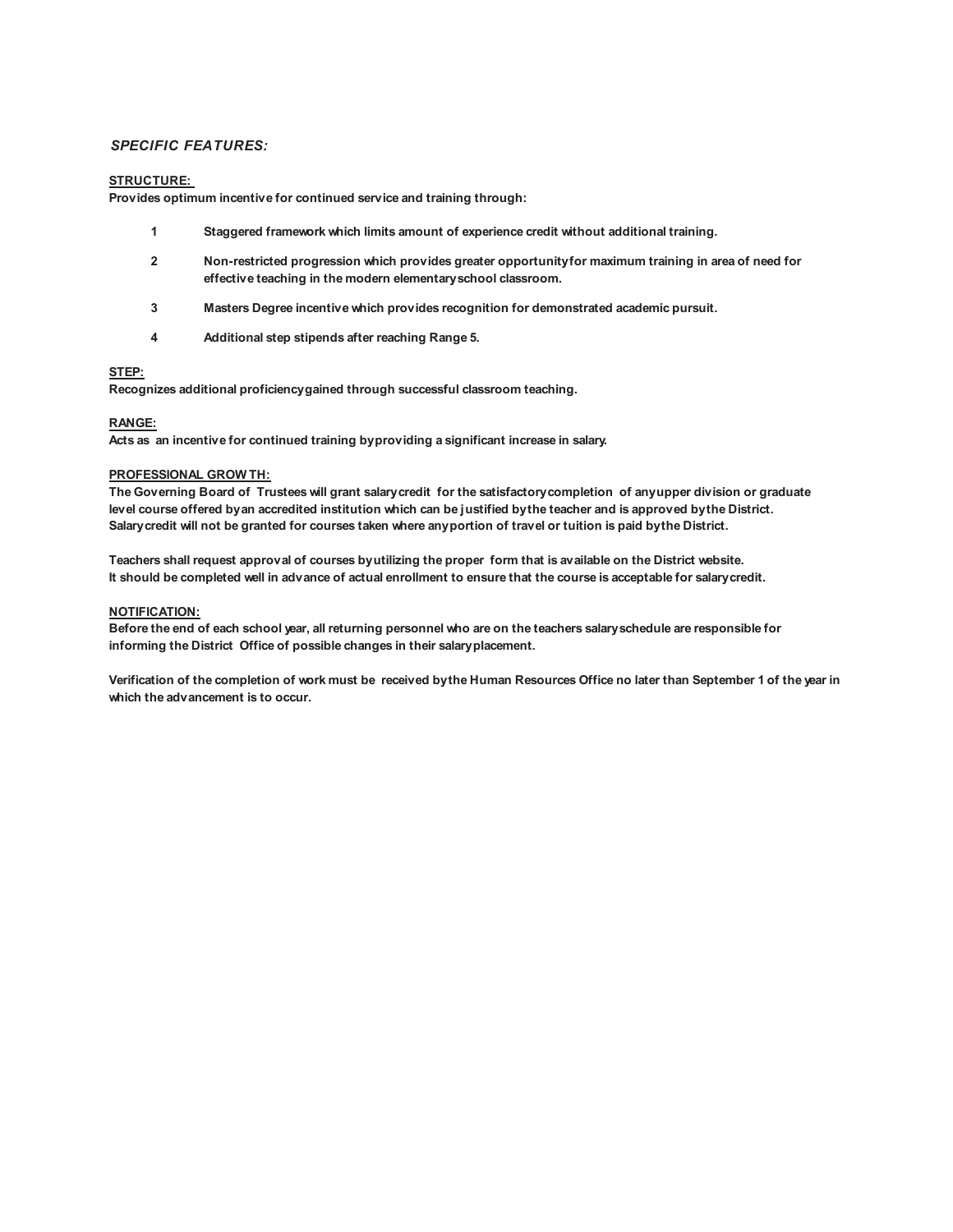## *SPECIFIC FEATURES:*

**STRUCTURE:**

**Provides optimum incentive for continued service and training through:**

1. **Staggered framework which limits amount of experience credit without additional training.**
2. **Non-restricted progression which provides greater opportunity for maximum training in area of need for effective teaching in the modern elementary school classroom.**
3. **Masters Degree incentive which provides recognition for demonstrated academic pursuit.**
4. **Additional step stipends after reaching Range 5.**

**STEP:**

**Recognizes additional proficiency gained through successful classroom teaching.**

**RANGE:**

**Acts as an incentive for continued training by providing a significant increase in salary.**

**PROFESSIONAL GROWTH:**

**The Governing Board of Trustees will grant salary credit for the satisfactory completion of any upper division or graduate level course offered by an accredited institution which can be justified by the teacher and is approved by the District. Salary credit will not be granted for courses taken where any portion of travel or tuition is paid by the District.**

**Teachers shall request approval of courses by utilizing the proper form that is available on the District website. It should be completed well in advance of actual enrollment to ensure that the course is acceptable for salary credit.**

**NOTIFICATION:**

**Before the end of each school year, all returning personnel who are on the teachers salary schedule are responsible for informing the District Office of possible changes in their salary placement.**

**Verification of the completion of work must be received by the Human Resources Office no later than September 1 of the year in which the advancement is to occur.**